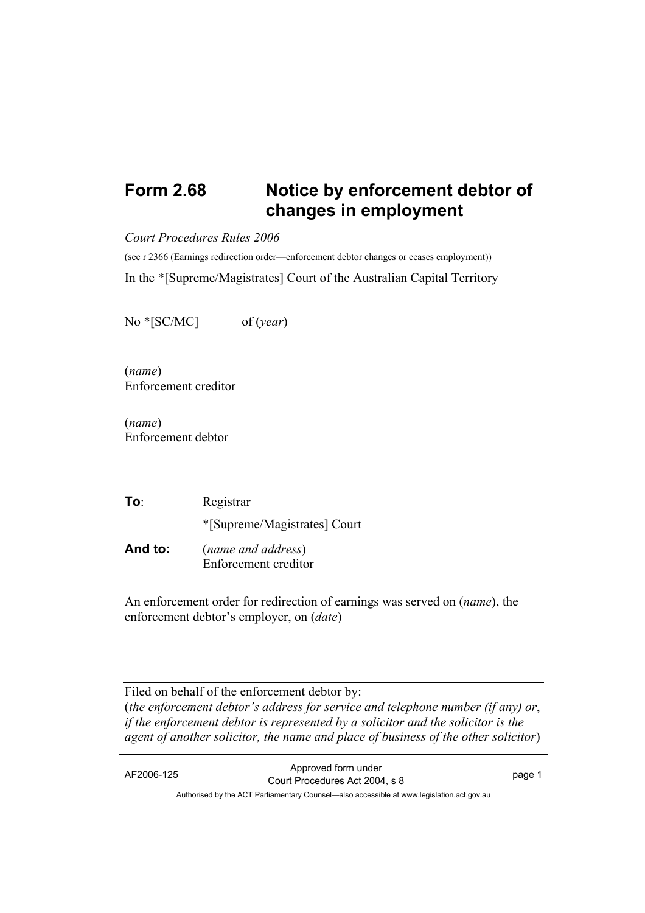# Form 2.68 Notice by enforcement debtor of changes in employment

*Court Procedures Rules 2006*

(see r 2366 (Earnings redirection order—enforcement debtor changes or ceases employment))

In the *[Supreme/Magistrates] Court of the Australian Capital Territory

No *[SC/MC] of (*year*)

(*name*)
Enforcement creditor

(*name*)
Enforcement debtor

**To**: Registrar

*[Supreme/Magistrates] Court

**And to:** (*name and address*)
Enforcement creditor

An enforcement order for redirection of earnings was served on (*name*), the enforcement debtor's employer, on (*date*)

---

Filed on behalf of the enforcement debtor by:
(*the enforcement debtor's address for service and telephone number (if any) or, if the enforcement debtor is represented by a solicitor and the solicitor is the agent of another solicitor, the name and place of business of the other solicitor*)

---

AF2006-125 Approved form under Court Procedures Act 2004, s 8

Authorised by the ACT Parliamentary Counsel—also accessible at www.legislation.act.gov.au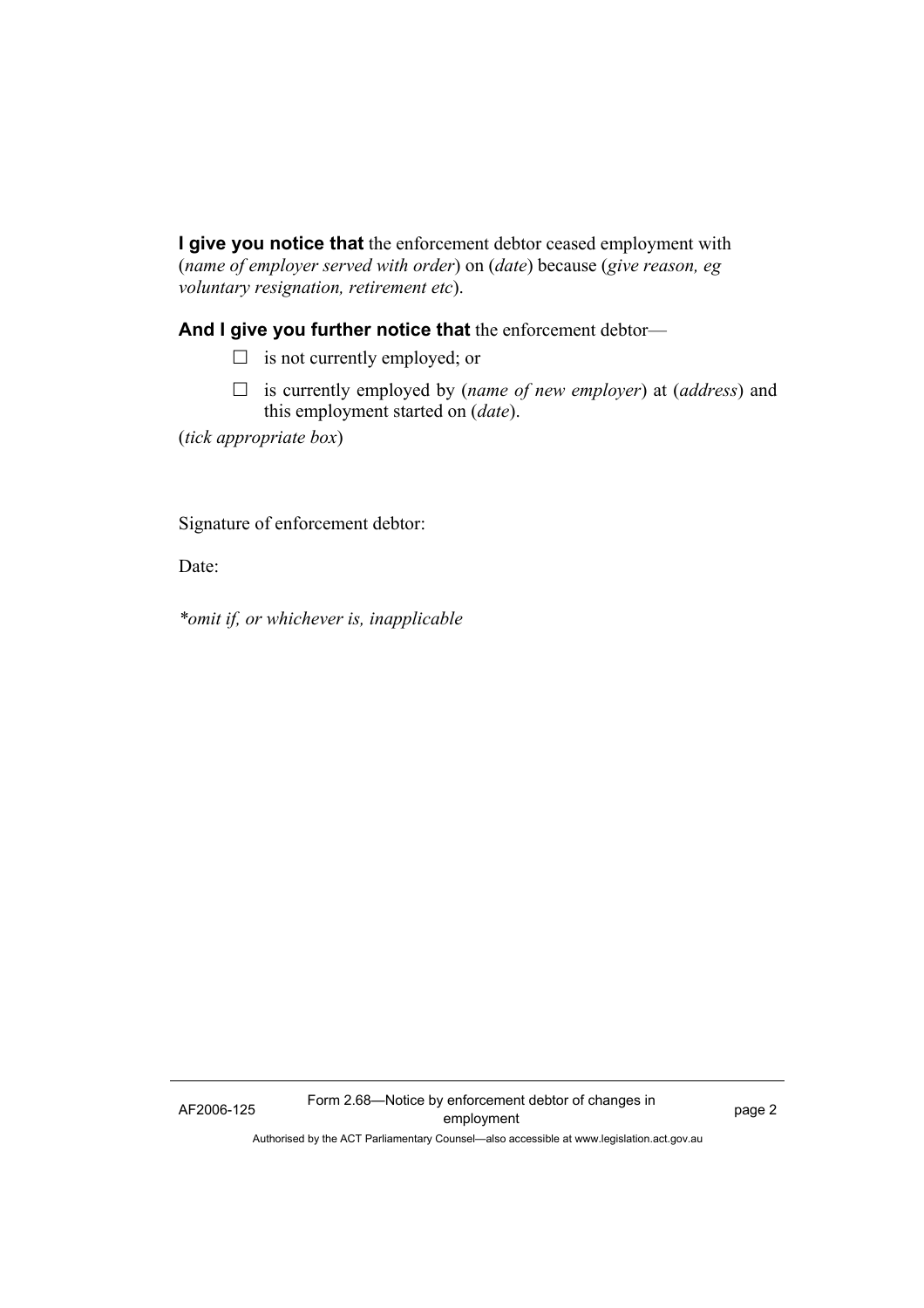**I give you notice that** the enforcement debtor ceased employment with (*name of employer served with order*) on (*date*) because (*give reason, eg voluntary resignation, retirement etc*).

**And I give you further notice that** the enforcement debtor—

- ☐ is not currently employed; or
- ☐ is currently employed by (*name of new employer*) at (*address*) and this employment started on (*date*).

(*tick appropriate box*)

Signature of enforcement debtor:

Date:

**omit if, or whichever is, inapplicable*